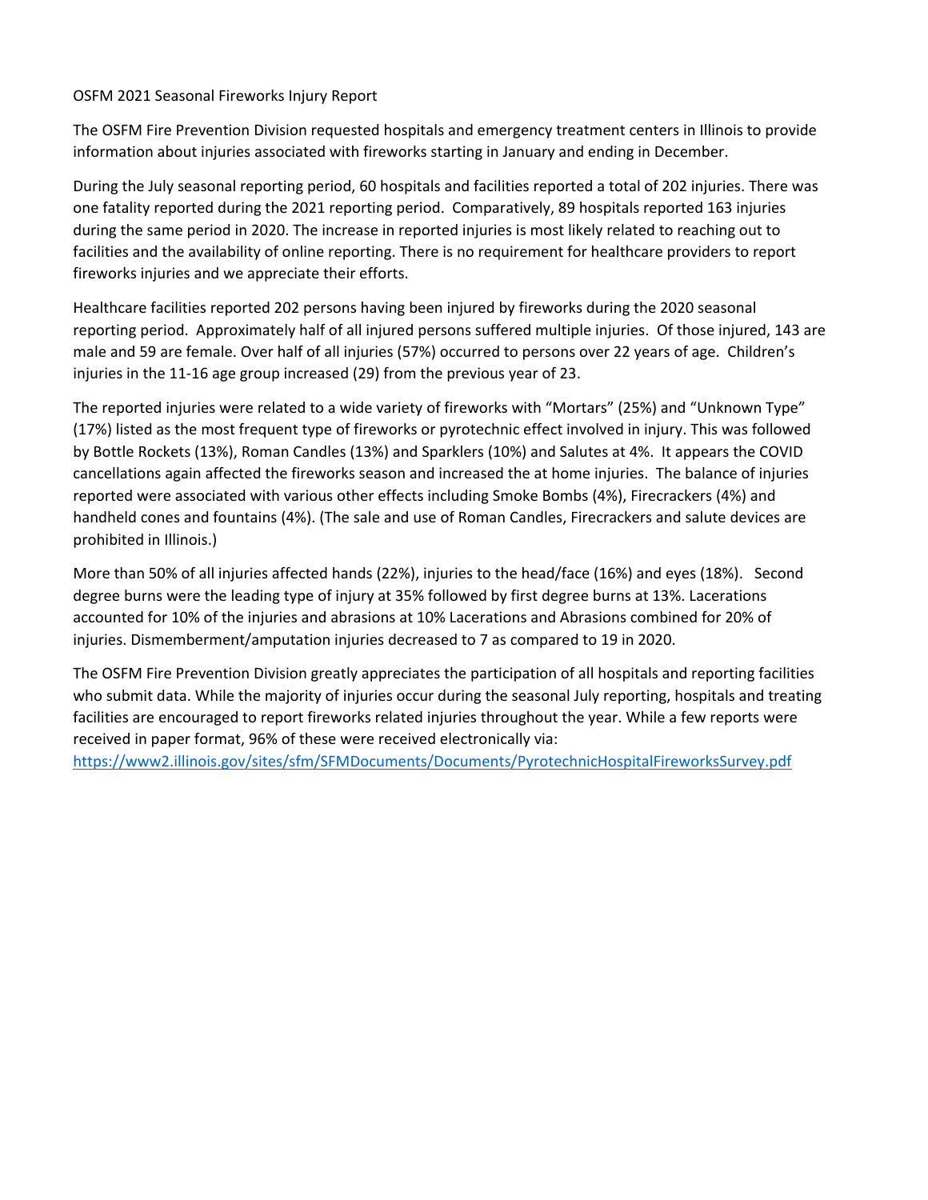OSFM 2021 Seasonal Fireworks Injury Report

The OSFM Fire Prevention Division requested hospitals and emergency treatment centers in Illinois to provide information about injuries associated with fireworks starting in January and ending in December.

During the July seasonal reporting period, 60 hospitals and facilities reported a total of 202 injuries. There was one fatality reported during the 2021 reporting period. Comparatively, 89 hospitals reported 163 injuries during the same period in 2020. The increase in reported injuries is most likely related to reaching out to facilities and the availability of online reporting. There is no requirement for healthcare providers to report fireworks injuries and we appreciate their efforts.

Healthcare facilities reported 202 persons having been injured by fireworks during the 2020 seasonal reporting period. Approximately half of all injured persons suffered multiple injuries. Of those injured, 143 are male and 59 are female. Over half of all injuries (57%) occurred to persons over 22 years of age. Children's injuries in the 11-16 age group increased (29) from the previous year of 23.

The reported injuries were related to a wide variety of fireworks with "Mortars" (25%) and "Unknown Type" (17%) listed as the most frequent type of fireworks or pyrotechnic effect involved in injury. This was followed by Bottle Rockets (13%), Roman Candles (13%) and Sparklers (10%) and Salutes at 4%. It appears the COVID cancellations again affected the fireworks season and increased the at home injuries. The balance of injuries reported were associated with various other effects including Smoke Bombs (4%), Firecrackers (4%) and handheld cones and fountains (4%). (The sale and use of Roman Candles, Firecrackers and salute devices are prohibited in Illinois.)

More than 50% of all injuries affected hands (22%), injuries to the head/face (16%) and eyes (18%). Second degree burns were the leading type of injury at 35% followed by first degree burns at 13%. Lacerations accounted for 10% of the injuries and abrasions at 10% Lacerations and Abrasions combined for 20% of injuries. Dismemberment/amputation injuries decreased to 7 as compared to 19 in 2020.

The OSFM Fire Prevention Division greatly appreciates the participation of all hospitals and reporting facilities who submit data. While the majority of injuries occur during the seasonal July reporting, hospitals and treating facilities are encouraged to report fireworks related injuries throughout the year. While a few reports were received in paper format, 96% of these were received electronically via: https://www2.illinois.gov/sites/sfm/SFMDocuments/Documents/PyrotechnicHospitalFireworksSurvey.pdf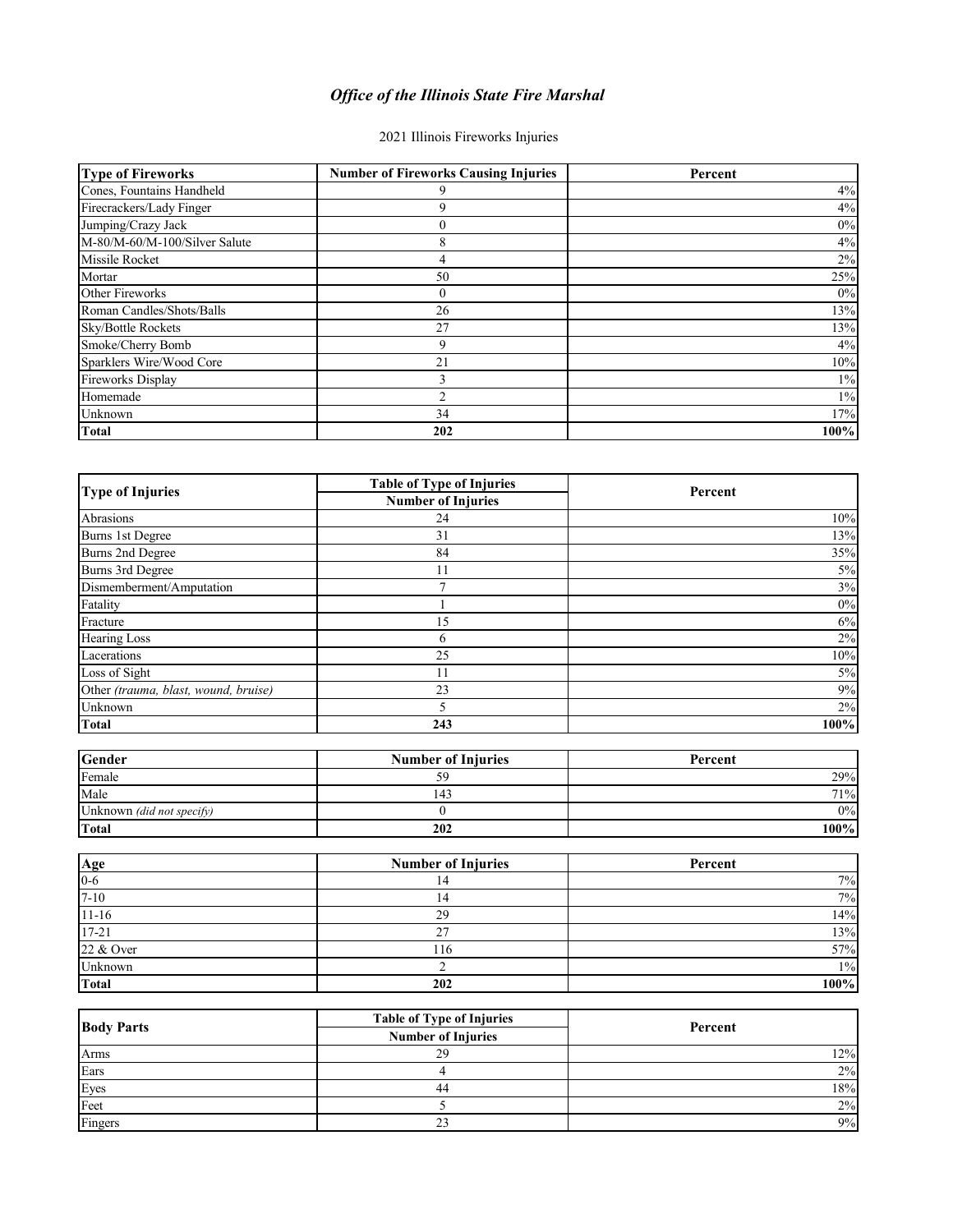# *Office of the Illinois State Fire Marshal*

2021 Illinois Fireworks Injuries

| Type of Fireworks | Number of Fireworks Causing Injuries | Percent |
|---|---|---|
| Cones, Fountains Handheld | 9 | 4% |
| Firecrackers/Lady Finger | 9 | 4% |
| Jumping/Crazy Jack | 0 | 0% |
| M-80/M-60/M-100/Silver Salute | 8 | 4% |
| Missile Rocket | 4 | 2% |
| Mortar | 50 | 25% |
| Other Fireworks | 0 | 0% |
| Roman Candles/Shots/Balls | 26 | 13% |
| Sky/Bottle Rockets | 27 | 13% |
| Smoke/Cherry Bomb | 9 | 4% |
| Sparklers Wire/Wood Core | 21 | 10% |
| Fireworks Display | 3 | 1% |
| Homemade | 2 | 1% |
| Unknown | 34 | 17% |
| **Total** | **202** | **100%** |

| Type of Injuries | Table of Type of Injuries | Percent |
|---|---|---|
| | Number of Injuries | |
| Abrasions | 24 | 10% |
| Burns 1st Degree | 31 | 13% |
| Burns 2nd Degree | 84 | 35% |
| Burns 3rd Degree | 11 | 5% |
| Dismemberment/Amputation | 7 | 3% |
| Fatality | 1 | 0% |
| Fracture | 15 | 6% |
| Hearing Loss | 6 | 2% |
| Lacerations | 25 | 10% |
| Loss of Sight | 11 | 5% |
| Other *(trauma, blast, wound, bruise)* | 23 | 9% |
| Unknown | 5 | 2% |
| **Total** | **243** | **100%** |

| Gender | Number of Injuries | Percent |
|---|---|---|
| Female | 59 | 29% |
| Male | 143 | 71% |
| Unknown *(did not specify)* | 0 | 0% |
| **Total** | **202** | **100%** |

| Age | Number of Injuries | Percent |
|---|---|---|
| 0-6 | 14 | 7% |
| 7-10 | 14 | 7% |
| 11-16 | 29 | 14% |
| 17-21 | 27 | 13% |
| 22 & Over | 116 | 57% |
| Unknown | 2 | 1% |
| **Total** | **202** | **100%** |

| Body Parts | Table of Type of Injuries | Percent |
|---|---|---|
| | Number of Injuries | |
| Arms | 29 | 12% |
| Ears | 4 | 2% |
| Eyes | 44 | 18% |
| Feet | 5 | 2% |
| Fingers | 23 | 9% |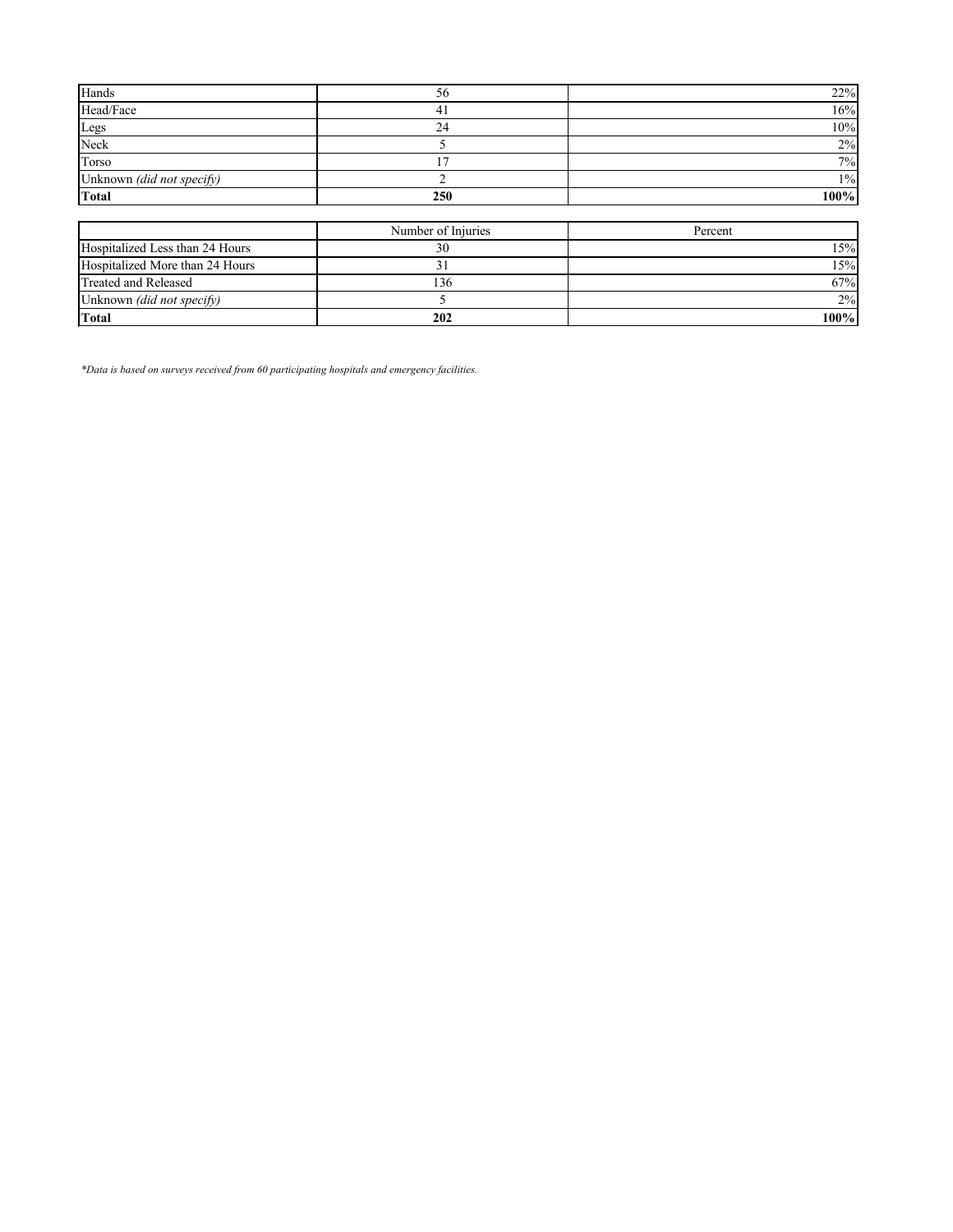| | | |
|---|---|---|
| Hands | 56 | 22% |
| Head/Face | 41 | 16% |
| Legs | 24 | 10% |
| Neck | 5 | 2% |
| Torso | 17 | 7% |
| Unknown *(did not specify)* | 2 | 1% |
| **Total** | **250** | **100%** |

| | Number of Injuries | Percent |
|---|---|---|
| Hospitalized Less than 24 Hours | 30 | 15% |
| Hospitalized More than 24 Hours | 31 | 15% |
| Treated and Released | 136 | 67% |
| Unknown *(did not specify)* | 5 | 2% |
| **Total** | **202** | **100%** |

**Data is based on surveys received from 60 participating hospitals and emergency facilities.*